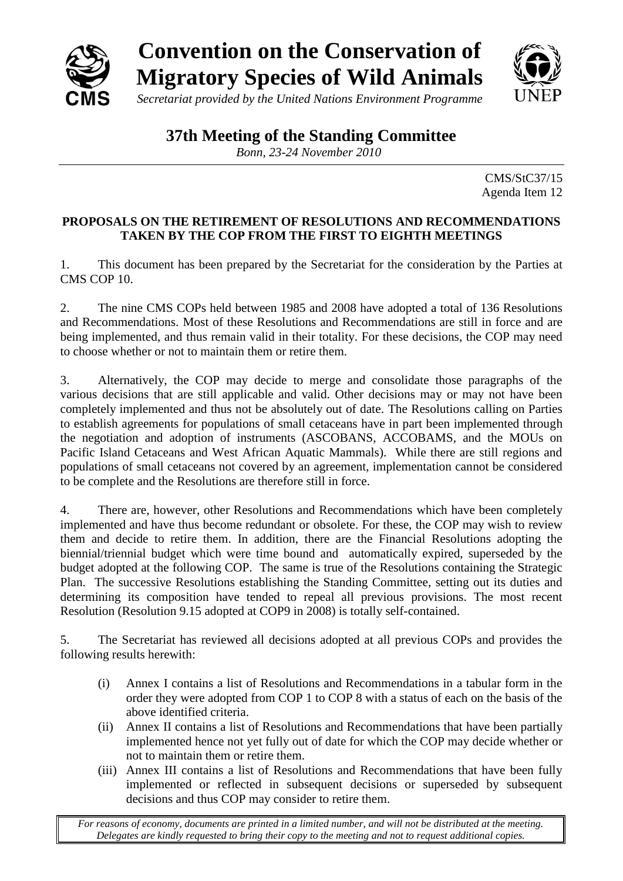# Convention on the Conservation of Migratory Species of Wild Animals

*Secretariat provided by the United Nations Environment Programme*

## 37th Meeting of the Standing Committee

*Bonn, 23-24 November 2010*

CMS/StC37/15
Agenda Item 12

### PROPOSALS ON THE RETIREMENT OF RESOLUTIONS AND RECOMMENDATIONS TAKEN BY THE COP FROM THE FIRST TO EIGHTH MEETINGS

1. This document has been prepared by the Secretariat for the consideration by the Parties at CMS COP 10.

2. The nine CMS COPs held between 1985 and 2008 have adopted a total of 136 Resolutions and Recommendations. Most of these Resolutions and Recommendations are still in force and are being implemented, and thus remain valid in their totality. For these decisions, the COP may need to choose whether or not to maintain them or retire them.

3. Alternatively, the COP may decide to merge and consolidate those paragraphs of the various decisions that are still applicable and valid. Other decisions may or may not have been completely implemented and thus not be absolutely out of date. The Resolutions calling on Parties to establish agreements for populations of small cetaceans have in part been implemented through the negotiation and adoption of instruments (ASCOBANS, ACCOBAMS, and the MOUs on Pacific Island Cetaceans and West African Aquatic Mammals). While there are still regions and populations of small cetaceans not covered by an agreement, implementation cannot be considered to be complete and the Resolutions are therefore still in force.

4. There are, however, other Resolutions and Recommendations which have been completely implemented and have thus become redundant or obsolete. For these, the COP may wish to review them and decide to retire them. In addition, there are the Financial Resolutions adopting the biennial/triennial budget which were time bound and automatically expired, superseded by the budget adopted at the following COP. The same is true of the Resolutions containing the Strategic Plan. The successive Resolutions establishing the Standing Committee, setting out its duties and determining its composition have tended to repeal all previous provisions. The most recent Resolution (Resolution 9.15 adopted at COP9 in 2008) is totally self-contained.

5. The Secretariat has reviewed all decisions adopted at all previous COPs and provides the following results herewith:

   (i) Annex I contains a list of Resolutions and Recommendations in a tabular form in the order they were adopted from COP 1 to COP 8 with a status of each on the basis of the above identified criteria.
   
   (ii) Annex II contains a list of Resolutions and Recommendations that have been partially implemented hence not yet fully out of date for which the COP may decide whether or not to maintain them or retire them.
   
   (iii) Annex III contains a list of Resolutions and Recommendations that have been fully implemented or reflected in subsequent decisions or superseded by subsequent decisions and thus COP may consider to retire them.

*For reasons of economy, documents are printed in a limited number, and will not be distributed at the meeting. Delegates are kindly requested to bring their copy to the meeting and not to request additional copies.*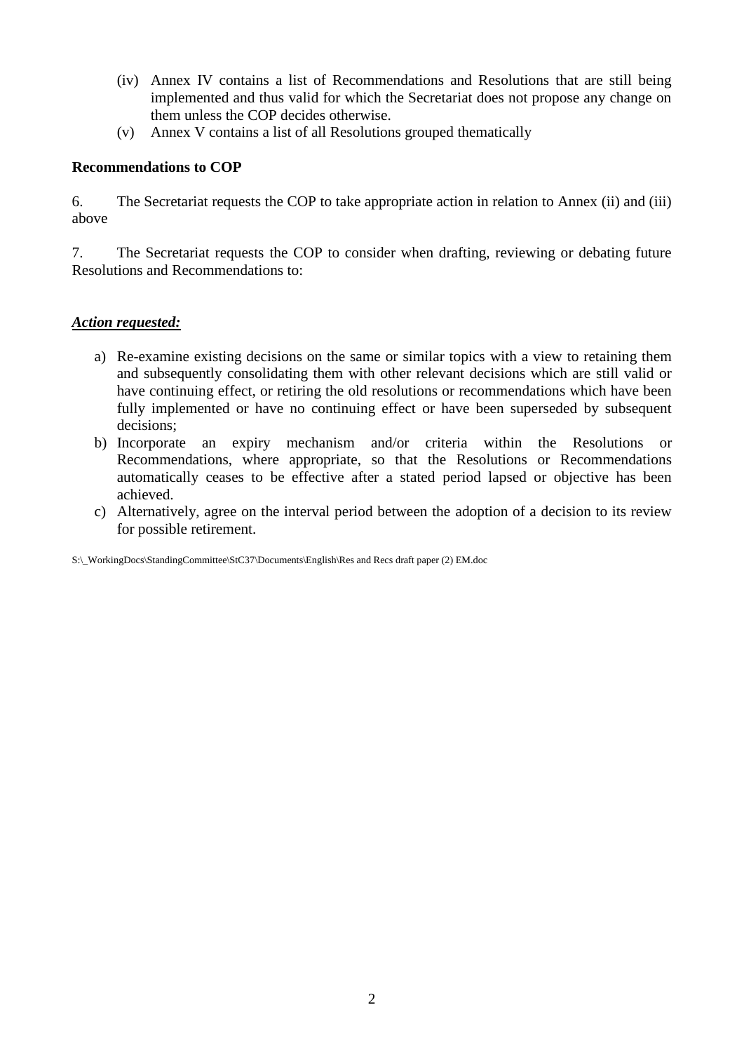(iv) Annex IV contains a list of Recommendations and Resolutions that are still being implemented and thus valid for which the Secretariat does not propose any change on them unless the COP decides otherwise.

(v) Annex V contains a list of all Resolutions grouped thematically

**Recommendations to COP**

6. The Secretariat requests the COP to take appropriate action in relation to Annex (ii) and (iii) above

7. The Secretariat requests the COP to consider when drafting, reviewing or debating future Resolutions and Recommendations to:

***Action requested:***

a) Re-examine existing decisions on the same or similar topics with a view to retaining them and subsequently consolidating them with other relevant decisions which are still valid or have continuing effect, or retiring the old resolutions or recommendations which have been fully implemented or have no continuing effect or have been superseded by subsequent decisions;

b) Incorporate an expiry mechanism and/or criteria within the Resolutions or Recommendations, where appropriate, so that the Resolutions or Recommendations automatically ceases to be effective after a stated period lapsed or objective has been achieved.

c) Alternatively, agree on the interval period between the adoption of a decision to its review for possible retirement.

S:\_WorkingDocs\StandingCommittee\StC37\Documents\English\Res and Recs draft paper (2) EM.doc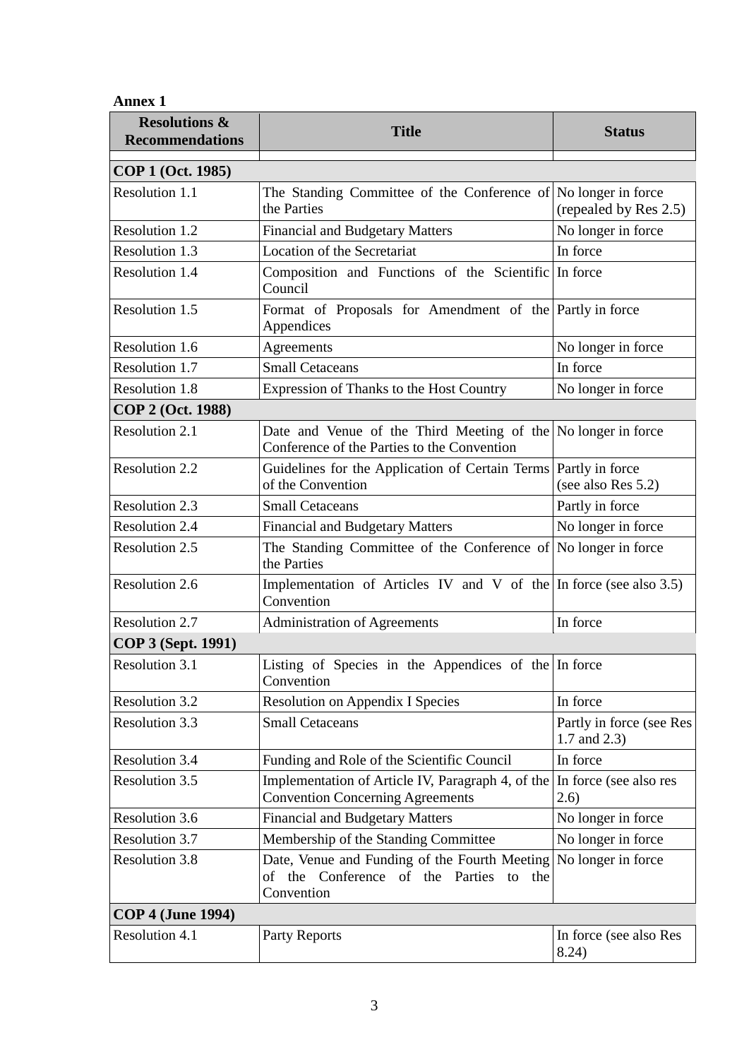**Annex 1**

| Resolutions & Recommendations | Title | Status |
|---|---|---|
| | | |
| **COP 1 (Oct. 1985)** | | |
| Resolution 1.1 | The Standing Committee of the Conference of the Parties | No longer in force (repealed by Res 2.5) |
| Resolution 1.2 | Financial and Budgetary Matters | No longer in force |
| Resolution 1.3 | Location of the Secretariat | In force |
| Resolution 1.4 | Composition and Functions of the Scientific Council | In force |
| Resolution 1.5 | Format of Proposals for Amendment of the Appendices | Partly in force |
| Resolution 1.6 | Agreements | No longer in force |
| Resolution 1.7 | Small Cetaceans | In force |
| Resolution 1.8 | Expression of Thanks to the Host Country | No longer in force |
| **COP 2 (Oct. 1988)** | | |
| Resolution 2.1 | Date and Venue of the Third Meeting of the Conference of the Parties to the Convention | No longer in force |
| Resolution 2.2 | Guidelines for the Application of Certain Terms of the Convention | Partly in force (see also Res 5.2) |
| Resolution 2.3 | Small Cetaceans | Partly in force |
| Resolution 2.4 | Financial and Budgetary Matters | No longer in force |
| Resolution 2.5 | The Standing Committee of the Conference of the Parties | No longer in force |
| Resolution 2.6 | Implementation of Articles IV and V of the Convention | In force (see also 3.5) |
| Resolution 2.7 | Administration of Agreements | In force |
| **COP 3 (Sept. 1991)** | | |
| Resolution 3.1 | Listing of Species in the Appendices of the Convention | In force |
| Resolution 3.2 | Resolution on Appendix I Species | In force |
| Resolution 3.3 | Small Cetaceans | Partly in force (see Res 1.7 and 2.3) |
| Resolution 3.4 | Funding and Role of the Scientific Council | In force |
| Resolution 3.5 | Implementation of Article IV, Paragraph 4, of the Convention Concerning Agreements | In force (see also res 2.6) |
| Resolution 3.6 | Financial and Budgetary Matters | No longer in force |
| Resolution 3.7 | Membership of the Standing Committee | No longer in force |
| Resolution 3.8 | Date, Venue and Funding of the Fourth Meeting of the Conference of the Parties to the Convention | No longer in force |
| **COP 4 (June 1994)** | | |
| Resolution 4.1 | Party Reports | In force (see also Res 8.24) |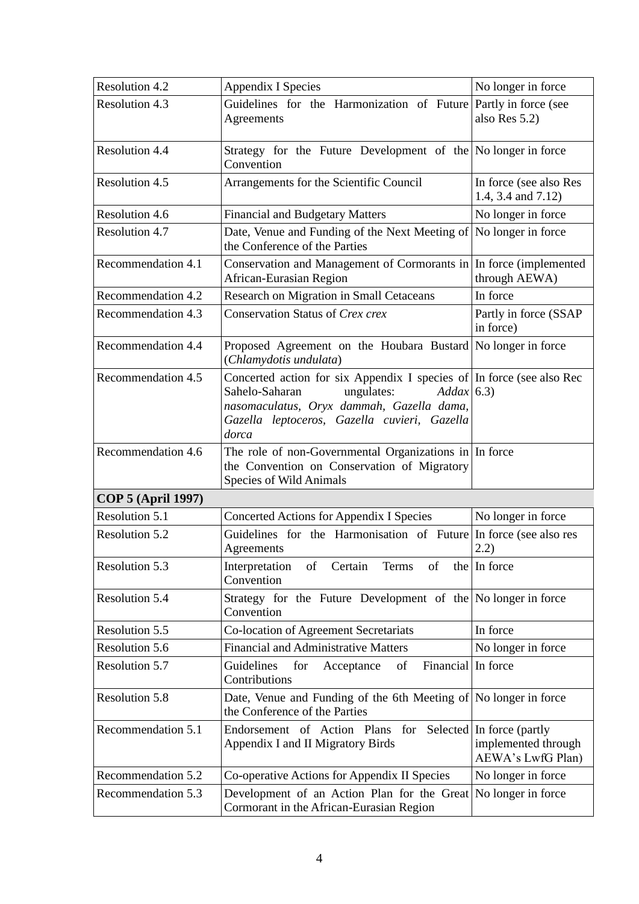| | | |
|---|---|---|
| Resolution 4.2 | Appendix I Species | No longer in force |
| Resolution 4.3 | Guidelines for the Harmonization of Future Agreements | Partly in force (see also Res 5.2) |
| Resolution 4.4 | Strategy for the Future Development of the Convention | No longer in force |
| Resolution 4.5 | Arrangements for the Scientific Council | In force (see also Res 1.4, 3.4 and 7.12) |
| Resolution 4.6 | Financial and Budgetary Matters | No longer in force |
| Resolution 4.7 | Date, Venue and Funding of the Next Meeting of the Conference of the Parties | No longer in force |
| Recommendation 4.1 | Conservation and Management of Cormorants in African-Eurasian Region | In force (implemented through AEWA) |
| Recommendation 4.2 | Research on Migration in Small Cetaceans | In force |
| Recommendation 4.3 | Conservation Status of *Crex crex* | Partly in force (SSAP in force) |
| Recommendation 4.4 | Proposed Agreement on the Houbara Bustard (*Chlamydotis undulata*) | No longer in force |
| Recommendation 4.5 | Concerted action for six Appendix I species of Sahelo-Saharan ungulates: *Addax nasomaculatus*, *Oryx dammah*, *Gazella dama*, *Gazella leptoceros*, *Gazella cuvieri*, *Gazella dorca* | In force (see also Rec 6.3) |
| Recommendation 4.6 | The role of non-Governmental Organizations in the Convention on Conservation of Migratory Species of Wild Animals | In force |
| **COP 5 (April 1997)** | | |
| Resolution 5.1 | Concerted Actions for Appendix I Species | No longer in force |
| Resolution 5.2 | Guidelines for the Harmonisation of Future Agreements | In force (see also res 2.2) |
| Resolution 5.3 | Interpretation of Certain Terms of the Convention | In force |
| Resolution 5.4 | Strategy for the Future Development of the Convention | No longer in force |
| Resolution 5.5 | Co-location of Agreement Secretariats | In force |
| Resolution 5.6 | Financial and Administrative Matters | No longer in force |
| Resolution 5.7 | Guidelines for Acceptance of Financial Contributions | In force |
| Resolution 5.8 | Date, Venue and Funding of the 6th Meeting of the Conference of the Parties | No longer in force |
| Recommendation 5.1 | Endorsement of Action Plans for Selected Appendix I and II Migratory Birds | In force (partly implemented through AEWA's LwfG Plan) |
| Recommendation 5.2 | Co-operative Actions for Appendix II Species | No longer in force |
| Recommendation 5.3 | Development of an Action Plan for the Great Cormorant in the African-Eurasian Region | No longer in force |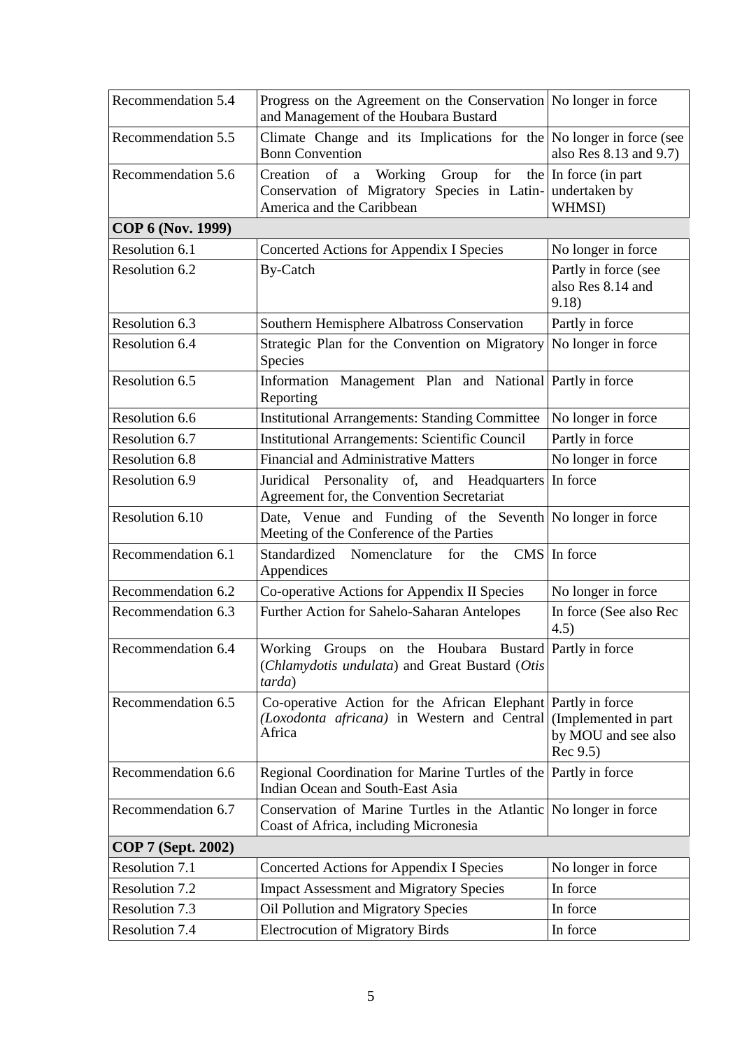| | | |
|---|---|---|
| Recommendation 5.4 | Progress on the Agreement on the Conservation and Management of the Houbara Bustard | No longer in force |
| Recommendation 5.5 | Climate Change and its Implications for the Bonn Convention | No longer in force (see also Res 8.13 and 9.7) |
| Recommendation 5.6 | Creation of a Working Group for the Conservation of Migratory Species in Latin-America and the Caribbean | In force (in part undertaken by WHMSI) |
| **COP 6 (Nov. 1999)** | | |
| Resolution 6.1 | Concerted Actions for Appendix I Species | No longer in force |
| Resolution 6.2 | By-Catch | Partly in force (see also Res 8.14 and 9.18) |
| Resolution 6.3 | Southern Hemisphere Albatross Conservation | Partly in force |
| Resolution 6.4 | Strategic Plan for the Convention on Migratory Species | No longer in force |
| Resolution 6.5 | Information Management Plan and National Reporting | Partly in force |
| Resolution 6.6 | Institutional Arrangements: Standing Committee | No longer in force |
| Resolution 6.7 | Institutional Arrangements: Scientific Council | Partly in force |
| Resolution 6.8 | Financial and Administrative Matters | No longer in force |
| Resolution 6.9 | Juridical Personality of, and Headquarters Agreement for, the Convention Secretariat | In force |
| Resolution 6.10 | Date, Venue and Funding of the Seventh Meeting of the Conference of the Parties | No longer in force |
| Recommendation 6.1 | Standardized Nomenclature for the CMS Appendices | In force |
| Recommendation 6.2 | Co-operative Actions for Appendix II Species | No longer in force |
| Recommendation 6.3 | Further Action for Sahelo-Saharan Antelopes | In force (See also Rec 4.5) |
| Recommendation 6.4 | Working Groups on the Houbara Bustard (*Chlamydotis undulata*) and Great Bustard (*Otis tarda*) | Partly in force |
| Recommendation 6.5 | Co-operative Action for the African Elephant *(Loxodonta africana)* in Western and Central Africa | Partly in force (Implemented in part by MOU and see also Rec 9.5) |
| Recommendation 6.6 | Regional Coordination for Marine Turtles of the Indian Ocean and South-East Asia | Partly in force |
| Recommendation 6.7 | Conservation of Marine Turtles in the Atlantic Coast of Africa, including Micronesia | No longer in force |
| **COP 7 (Sept. 2002)** | | |
| Resolution 7.1 | Concerted Actions for Appendix I Species | No longer in force |
| Resolution 7.2 | Impact Assessment and Migratory Species | In force |
| Resolution 7.3 | Oil Pollution and Migratory Species | In force |
| Resolution 7.4 | Electrocution of Migratory Birds | In force |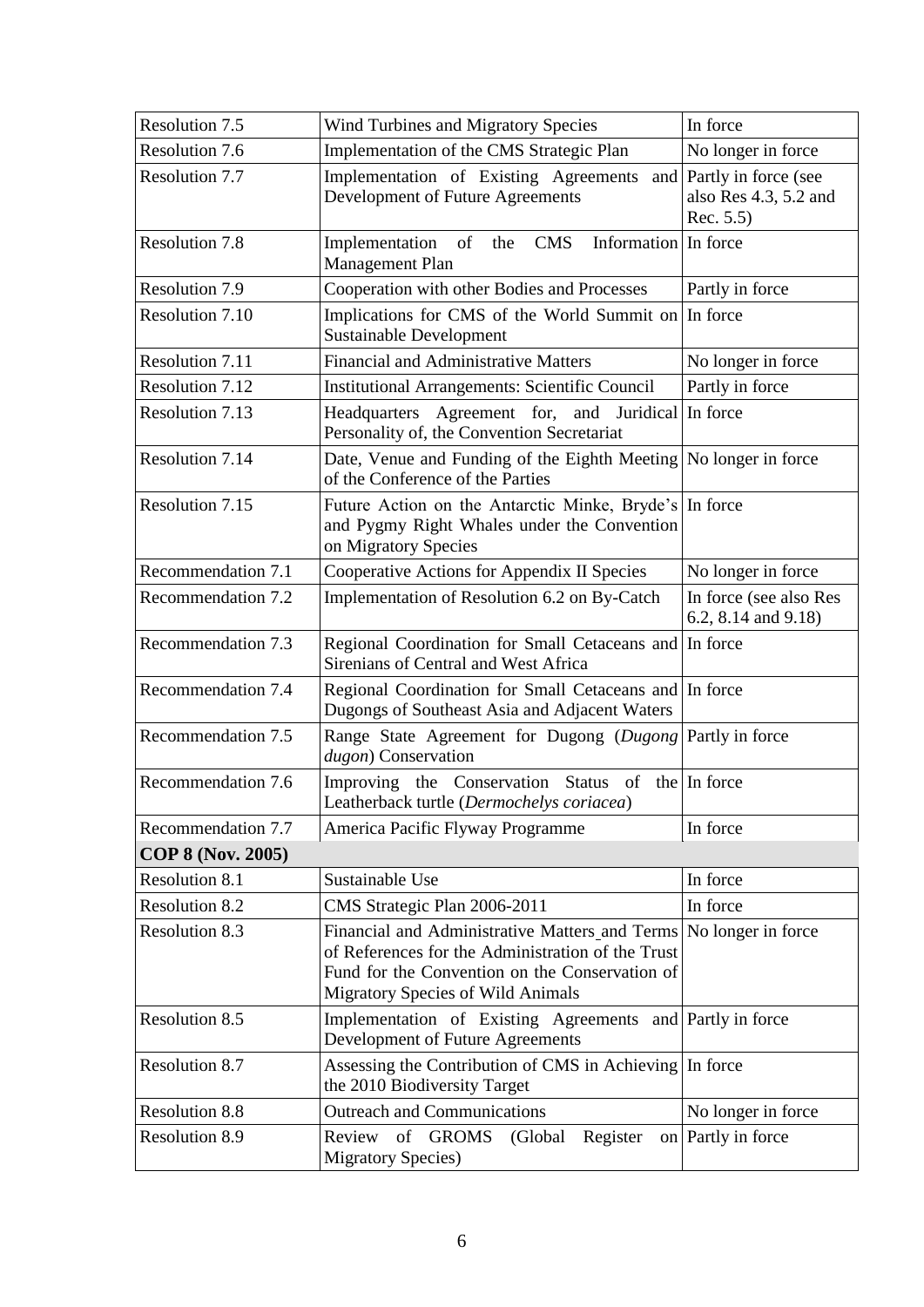| | | |
|---|---|---|
| Resolution 7.5 | Wind Turbines and Migratory Species | In force |
| Resolution 7.6 | Implementation of the CMS Strategic Plan | No longer in force |
| Resolution 7.7 | Implementation of Existing Agreements and Development of Future Agreements | Partly in force (see also Res 4.3, 5.2 and Rec. 5.5) |
| Resolution 7.8 | Implementation of the CMS Information Management Plan | In force |
| Resolution 7.9 | Cooperation with other Bodies and Processes | Partly in force |
| Resolution 7.10 | Implications for CMS of the World Summit on Sustainable Development | In force |
| Resolution 7.11 | Financial and Administrative Matters | No longer in force |
| Resolution 7.12 | Institutional Arrangements: Scientific Council | Partly in force |
| Resolution 7.13 | Headquarters Agreement for, and Juridical Personality of, the Convention Secretariat | In force |
| Resolution 7.14 | Date, Venue and Funding of the Eighth Meeting of the Conference of the Parties | No longer in force |
| Resolution 7.15 | Future Action on the Antarctic Minke, Bryde's and Pygmy Right Whales under the Convention on Migratory Species | In force |
| Recommendation 7.1 | Cooperative Actions for Appendix II Species | No longer in force |
| Recommendation 7.2 | Implementation of Resolution 6.2 on By-Catch | In force (see also Res 6.2, 8.14 and 9.18) |
| Recommendation 7.3 | Regional Coordination for Small Cetaceans and Sirenians of Central and West Africa | In force |
| Recommendation 7.4 | Regional Coordination for Small Cetaceans and Dugongs of Southeast Asia and Adjacent Waters | In force |
| Recommendation 7.5 | Range State Agreement for Dugong (*Dugong dugon*) Conservation | Partly in force |
| Recommendation 7.6 | Improving the Conservation Status of the Leatherback turtle (*Dermochelys coriacea*) | In force |
| Recommendation 7.7 | America Pacific Flyway Programme | In force |
| **COP 8 (Nov. 2005)** | | |
| Resolution 8.1 | Sustainable Use | In force |
| Resolution 8.2 | CMS Strategic Plan 2006-2011 | In force |
| Resolution 8.3 | Financial and Administrative Matters and Terms of References for the Administration of the Trust Fund for the Convention on the Conservation of Migratory Species of Wild Animals | No longer in force |
| Resolution 8.5 | Implementation of Existing Agreements and Development of Future Agreements | Partly in force |
| Resolution 8.7 | Assessing the Contribution of CMS in Achieving the 2010 Biodiversity Target | In force |
| Resolution 8.8 | Outreach and Communications | No longer in force |
| Resolution 8.9 | Review of GROMS (Global Register on Migratory Species) | Partly in force |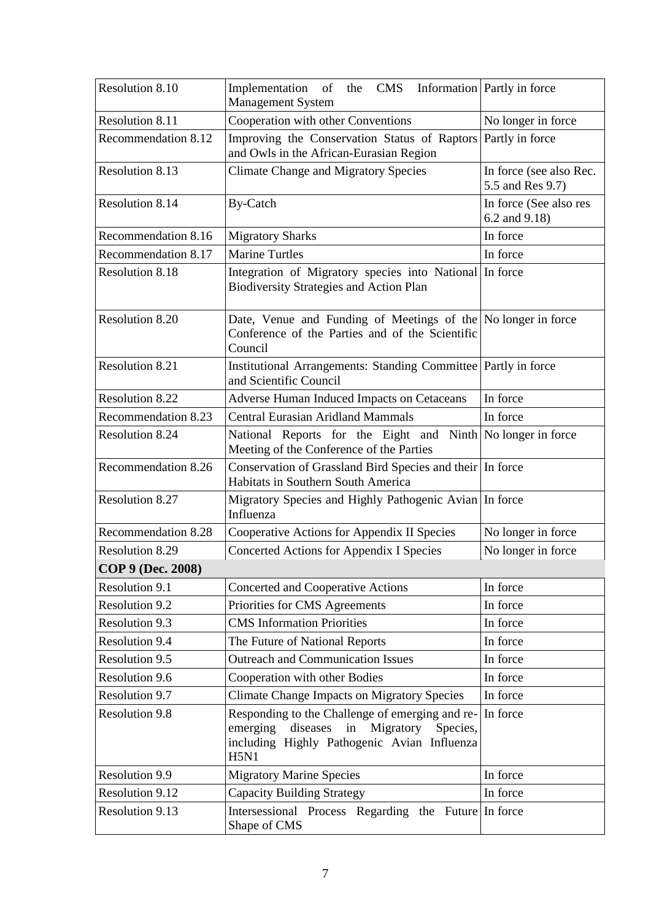| Resolution 8.10 | Implementation of the CMS Information Management System | Partly in force |
|---|---|---|
| Resolution 8.11 | Cooperation with other Conventions | No longer in force |
| Recommendation 8.12 | Improving the Conservation Status of Raptors and Owls in the African-Eurasian Region | Partly in force |
| Resolution 8.13 | Climate Change and Migratory Species | In force (see also Rec. 5.5 and Res 9.7) |
| Resolution 8.14 | By-Catch | In force (See also res 6.2 and 9.18) |
| Recommendation 8.16 | Migratory Sharks | In force |
| Recommendation 8.17 | Marine Turtles | In force |
| Resolution 8.18 | Integration of Migratory species into National Biodiversity Strategies and Action Plan | In force |
| Resolution 8.20 | Date, Venue and Funding of Meetings of the Conference of the Parties and of the Scientific Council | No longer in force |
| Resolution 8.21 | Institutional Arrangements: Standing Committee and Scientific Council | Partly in force |
| Resolution 8.22 | Adverse Human Induced Impacts on Cetaceans | In force |
| Recommendation 8.23 | Central Eurasian Aridland Mammals | In force |
| Resolution 8.24 | National Reports for the Eight and Ninth Meeting of the Conference of the Parties | No longer in force |
| Recommendation 8.26 | Conservation of Grassland Bird Species and their Habitats in Southern South America | In force |
| Resolution 8.27 | Migratory Species and Highly Pathogenic Avian Influenza | In force |
| Recommendation 8.28 | Cooperative Actions for Appendix II Species | No longer in force |
| Resolution 8.29 | Concerted Actions for Appendix I Species | No longer in force |
| **COP 9 (Dec. 2008)** | | |
| Resolution 9.1 | Concerted and Cooperative Actions | In force |
| Resolution 9.2 | Priorities for CMS Agreements | In force |
| Resolution 9.3 | CMS Information Priorities | In force |
| Resolution 9.4 | The Future of National Reports | In force |
| Resolution 9.5 | Outreach and Communication Issues | In force |
| Resolution 9.6 | Cooperation with other Bodies | In force |
| Resolution 9.7 | Climate Change Impacts on Migratory Species | In force |
| Resolution 9.8 | Responding to the Challenge of emerging and re-emerging diseases in Migratory Species, including Highly Pathogenic Avian Influenza H5N1 | In force |
| Resolution 9.9 | Migratory Marine Species | In force |
| Resolution 9.12 | Capacity Building Strategy | In force |
| Resolution 9.13 | Intersessional Process Regarding the Future Shape of CMS | In force |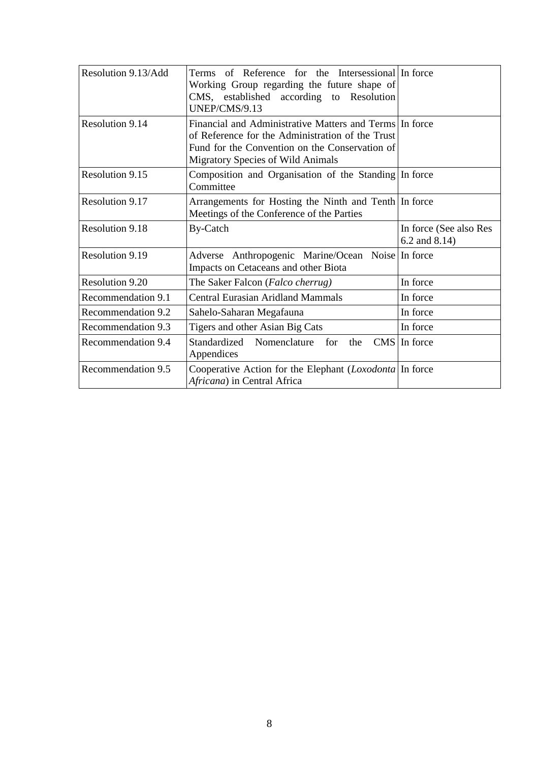| | | |
|---|---|---|
| Resolution 9.13/Add | Terms of Reference for the Intersessional Working Group regarding the future shape of CMS, established according to Resolution UNEP/CMS/9.13 | In force |
| Resolution 9.14 | Financial and Administrative Matters and Terms of Reference for the Administration of the Trust Fund for the Convention on the Conservation of Migratory Species of Wild Animals | In force |
| Resolution 9.15 | Composition and Organisation of the Standing Committee | In force |
| Resolution 9.17 | Arrangements for Hosting the Ninth and Tenth Meetings of the Conference of the Parties | In force |
| Resolution 9.18 | By-Catch | In force (See also Res 6.2 and 8.14) |
| Resolution 9.19 | Adverse Anthropogenic Marine/Ocean Noise Impacts on Cetaceans and other Biota | In force |
| Resolution 9.20 | The Saker Falcon (*Falco cherrug)* | In force |
| Recommendation 9.1 | Central Eurasian Aridland Mammals | In force |
| Recommendation 9.2 | Sahelo-Saharan Megafauna | In force |
| Recommendation 9.3 | Tigers and other Asian Big Cats | In force |
| Recommendation 9.4 | Standardized Nomenclature for the CMS Appendices | In force |
| Recommendation 9.5 | Cooperative Action for the Elephant (*Loxodonta Africana*) in Central Africa | In force |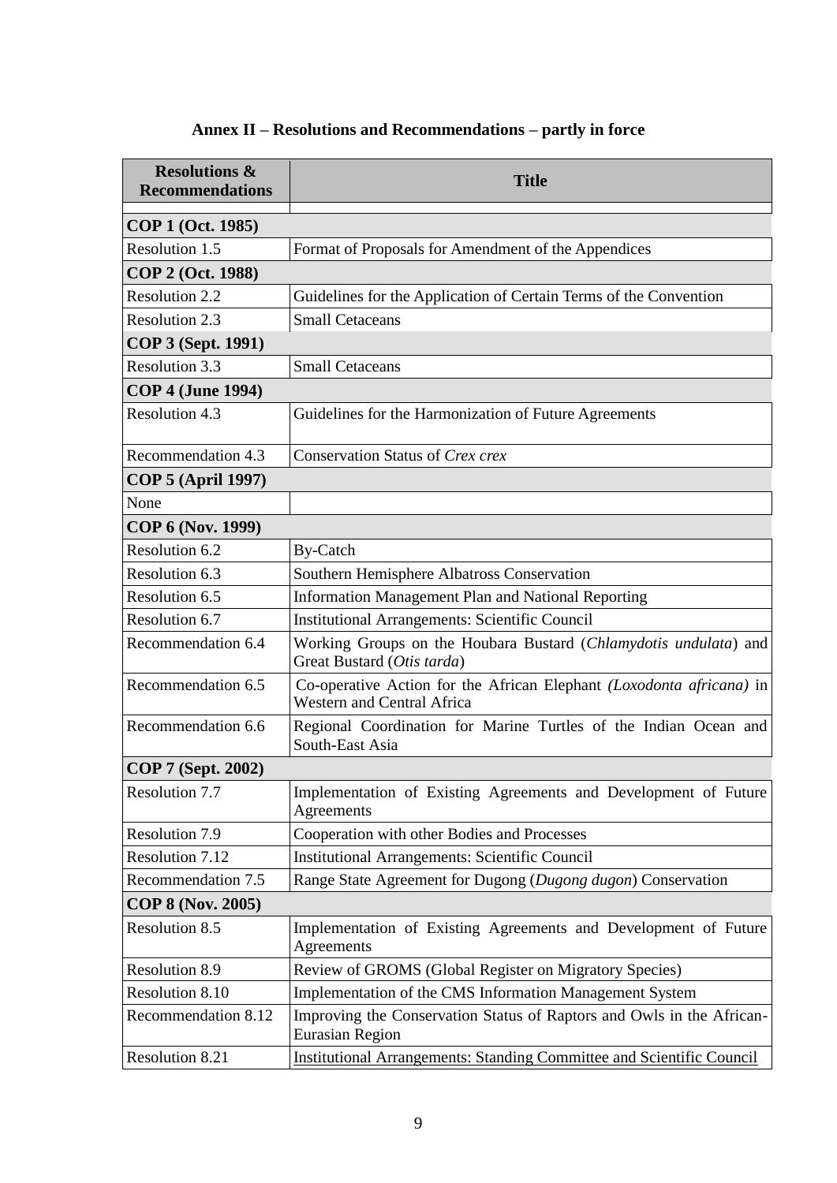**Annex II – Resolutions and Recommendations – partly in force**

| Resolutions & Recommendations | Title |
|---|---|
| | |
| **COP 1 (Oct. 1985)** | |
| Resolution 1.5 | Format of Proposals for Amendment of the Appendices |
| **COP 2 (Oct. 1988)** | |
| Resolution 2.2 | Guidelines for the Application of Certain Terms of the Convention |
| Resolution 2.3 | Small Cetaceans |
| **COP 3 (Sept. 1991)** | |
| Resolution 3.3 | Small Cetaceans |
| **COP 4 (June 1994)** | |
| Resolution 4.3 | Guidelines for the Harmonization of Future Agreements |
| Recommendation 4.3 | Conservation Status of *Crex crex* |
| **COP 5 (April 1997)** | |
| None | |
| **COP 6 (Nov. 1999)** | |
| Resolution 6.2 | By-Catch |
| Resolution 6.3 | Southern Hemisphere Albatross Conservation |
| Resolution 6.5 | Information Management Plan and National Reporting |
| Resolution 6.7 | Institutional Arrangements: Scientific Council |
| Recommendation 6.4 | Working Groups on the Houbara Bustard (*Chlamydotis undulata*) and Great Bustard (*Otis tarda*) |
| Recommendation 6.5 | Co-operative Action for the African Elephant *(Loxodonta africana)* in Western and Central Africa |
| Recommendation 6.6 | Regional Coordination for Marine Turtles of the Indian Ocean and South-East Asia |
| **COP 7 (Sept. 2002)** | |
| Resolution 7.7 | Implementation of Existing Agreements and Development of Future Agreements |
| Resolution 7.9 | Cooperation with other Bodies and Processes |
| Resolution 7.12 | Institutional Arrangements: Scientific Council |
| Recommendation 7.5 | Range State Agreement for Dugong (*Dugong dugon*) Conservation |
| **COP 8 (Nov. 2005)** | |
| Resolution 8.5 | Implementation of Existing Agreements and Development of Future Agreements |
| Resolution 8.9 | Review of GROMS (Global Register on Migratory Species) |
| Resolution 8.10 | Implementation of the CMS Information Management System |
| Recommendation 8.12 | Improving the Conservation Status of Raptors and Owls in the African-Eurasian Region |
| Resolution 8.21 | Institutional Arrangements: Standing Committee and Scientific Council |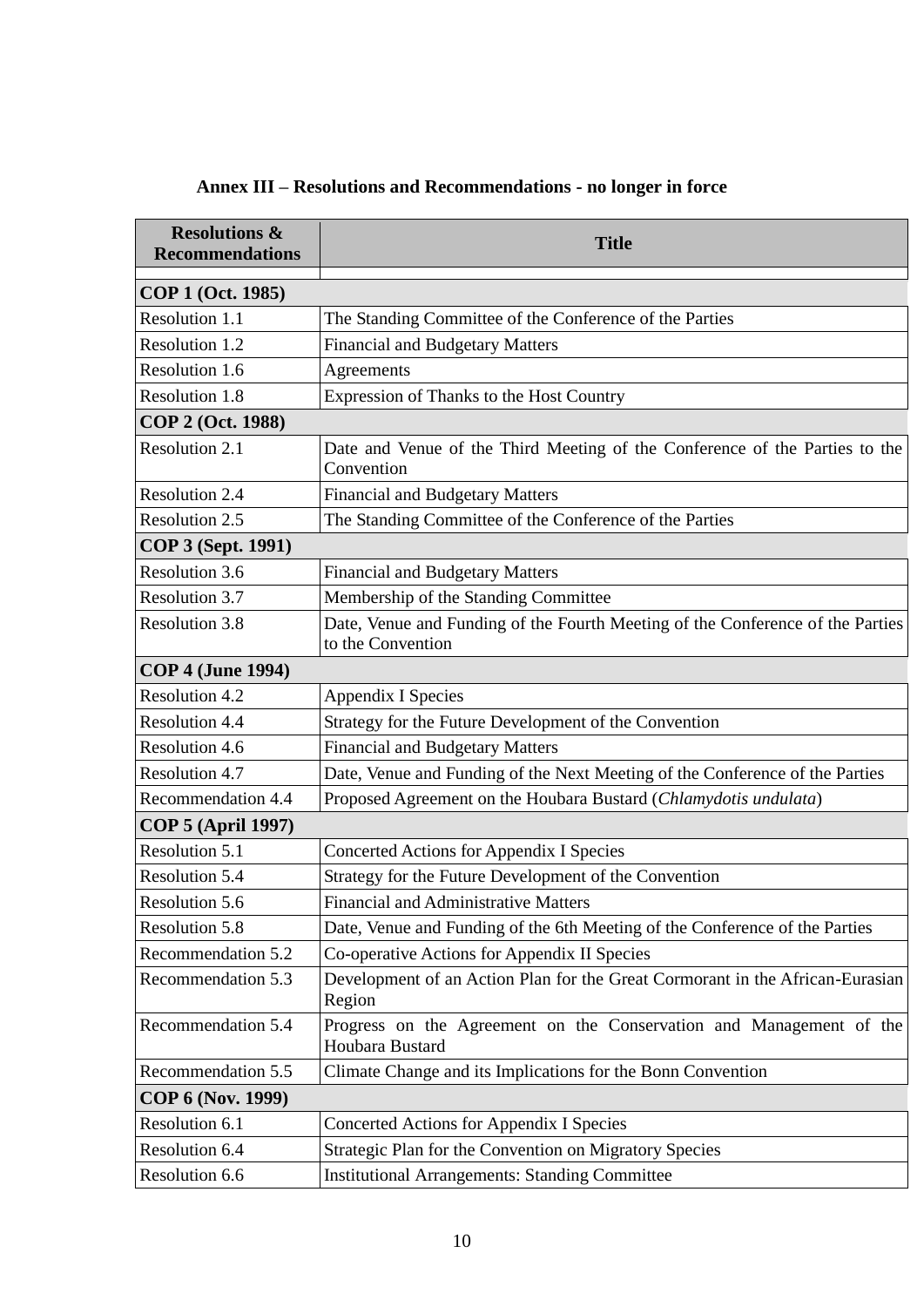**Annex III – Resolutions and Recommendations - no longer in force**

| Resolutions & Recommendations | Title |
|---|---|
| | |
| **COP 1 (Oct. 1985)** | |
| Resolution 1.1 | The Standing Committee of the Conference of the Parties |
| Resolution 1.2 | Financial and Budgetary Matters |
| Resolution 1.6 | Agreements |
| Resolution 1.8 | Expression of Thanks to the Host Country |
| **COP 2 (Oct. 1988)** | |
| Resolution 2.1 | Date and Venue of the Third Meeting of the Conference of the Parties to the Convention |
| Resolution 2.4 | Financial and Budgetary Matters |
| Resolution 2.5 | The Standing Committee of the Conference of the Parties |
| **COP 3 (Sept. 1991)** | |
| Resolution 3.6 | Financial and Budgetary Matters |
| Resolution 3.7 | Membership of the Standing Committee |
| Resolution 3.8 | Date, Venue and Funding of the Fourth Meeting of the Conference of the Parties to the Convention |
| **COP 4 (June 1994)** | |
| Resolution 4.2 | Appendix I Species |
| Resolution 4.4 | Strategy for the Future Development of the Convention |
| Resolution 4.6 | Financial and Budgetary Matters |
| Resolution 4.7 | Date, Venue and Funding of the Next Meeting of the Conference of the Parties |
| Recommendation 4.4 | Proposed Agreement on the Houbara Bustard (*Chlamydotis undulata*) |
| **COP 5 (April 1997)** | |
| Resolution 5.1 | Concerted Actions for Appendix I Species |
| Resolution 5.4 | Strategy for the Future Development of the Convention |
| Resolution 5.6 | Financial and Administrative Matters |
| Resolution 5.8 | Date, Venue and Funding of the 6th Meeting of the Conference of the Parties |
| Recommendation 5.2 | Co-operative Actions for Appendix II Species |
| Recommendation 5.3 | Development of an Action Plan for the Great Cormorant in the African-Eurasian Region |
| Recommendation 5.4 | Progress on the Agreement on the Conservation and Management of the Houbara Bustard |
| Recommendation 5.5 | Climate Change and its Implications for the Bonn Convention |
| **COP 6 (Nov. 1999)** | |
| Resolution 6.1 | Concerted Actions for Appendix I Species |
| Resolution 6.4 | Strategic Plan for the Convention on Migratory Species |
| Resolution 6.6 | Institutional Arrangements: Standing Committee |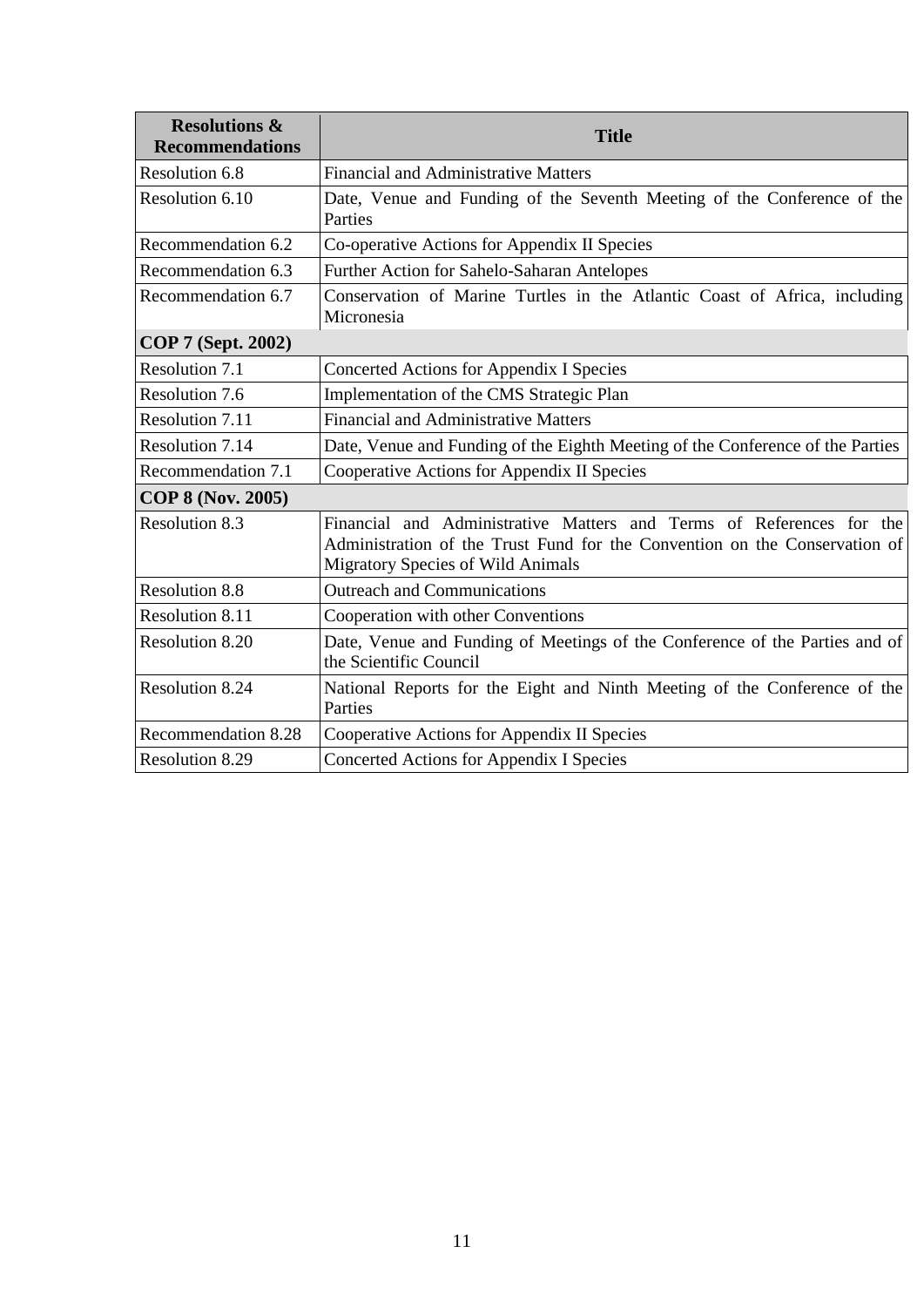| Resolutions & Recommendations | Title |
|---|---|
| Resolution 6.8 | Financial and Administrative Matters |
| Resolution 6.10 | Date, Venue and Funding of the Seventh Meeting of the Conference of the Parties |
| Recommendation 6.2 | Co-operative Actions for Appendix II Species |
| Recommendation 6.3 | Further Action for Sahelo-Saharan Antelopes |
| Recommendation 6.7 | Conservation of Marine Turtles in the Atlantic Coast of Africa, including Micronesia |
| **COP 7 (Sept. 2002)** | |
| Resolution 7.1 | Concerted Actions for Appendix I Species |
| Resolution 7.6 | Implementation of the CMS Strategic Plan |
| Resolution 7.11 | Financial and Administrative Matters |
| Resolution 7.14 | Date, Venue and Funding of the Eighth Meeting of the Conference of the Parties |
| Recommendation 7.1 | Cooperative Actions for Appendix II Species |
| **COP 8 (Nov. 2005)** | |
| Resolution 8.3 | Financial and Administrative Matters and Terms of References for the Administration of the Trust Fund for the Convention on the Conservation of Migratory Species of Wild Animals |
| Resolution 8.8 | Outreach and Communications |
| Resolution 8.11 | Cooperation with other Conventions |
| Resolution 8.20 | Date, Venue and Funding of Meetings of the Conference of the Parties and of the Scientific Council |
| Resolution 8.24 | National Reports for the Eight and Ninth Meeting of the Conference of the Parties |
| Recommendation 8.28 | Cooperative Actions for Appendix II Species |
| Resolution 8.29 | Concerted Actions for Appendix I Species |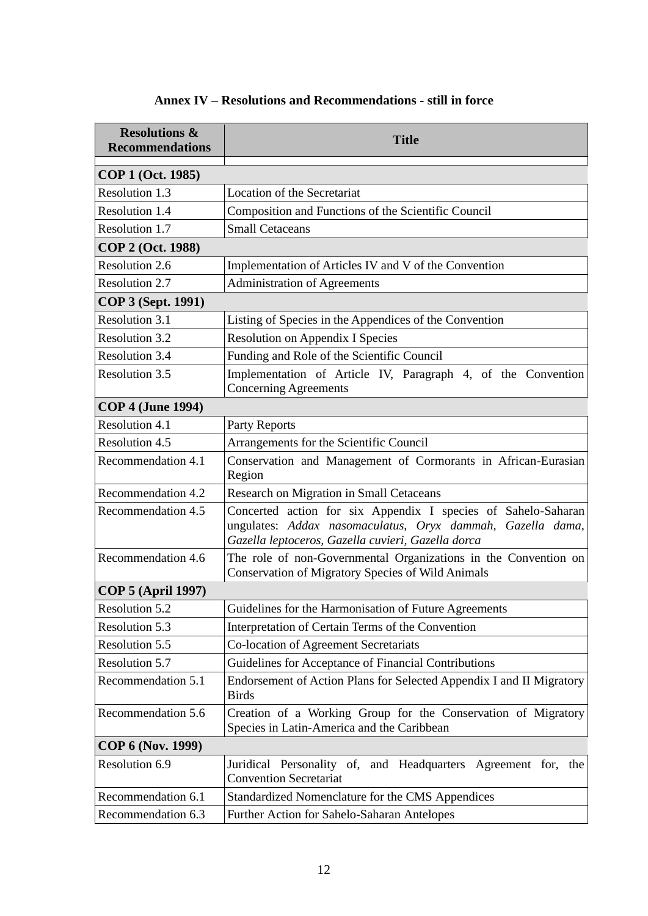## Annex IV – Resolutions and Recommendations - still in force

| Resolutions & Recommendations | Title |
|---|---|
| | |
| **COP 1 (Oct. 1985)** | |
| Resolution 1.3 | Location of the Secretariat |
| Resolution 1.4 | Composition and Functions of the Scientific Council |
| Resolution 1.7 | Small Cetaceans |
| **COP 2 (Oct. 1988)** | |
| Resolution 2.6 | Implementation of Articles IV and V of the Convention |
| Resolution 2.7 | Administration of Agreements |
| **COP 3 (Sept. 1991)** | |
| Resolution 3.1 | Listing of Species in the Appendices of the Convention |
| Resolution 3.2 | Resolution on Appendix I Species |
| Resolution 3.4 | Funding and Role of the Scientific Council |
| Resolution 3.5 | Implementation of Article IV, Paragraph 4, of the Convention Concerning Agreements |
| **COP 4 (June 1994)** | |
| Resolution 4.1 | Party Reports |
| Resolution 4.5 | Arrangements for the Scientific Council |
| Recommendation 4.1 | Conservation and Management of Cormorants in African-Eurasian Region |
| Recommendation 4.2 | Research on Migration in Small Cetaceans |
| Recommendation 4.5 | Concerted action for six Appendix I species of Sahelo-Saharan ungulates: *Addax nasomaculatus, Oryx dammah, Gazella dama, Gazella leptoceros, Gazella cuvieri, Gazella dorca* |
| Recommendation 4.6 | The role of non-Governmental Organizations in the Convention on Conservation of Migratory Species of Wild Animals |
| **COP 5 (April 1997)** | |
| Resolution 5.2 | Guidelines for the Harmonisation of Future Agreements |
| Resolution 5.3 | Interpretation of Certain Terms of the Convention |
| Resolution 5.5 | Co-location of Agreement Secretariats |
| Resolution 5.7 | Guidelines for Acceptance of Financial Contributions |
| Recommendation 5.1 | Endorsement of Action Plans for Selected Appendix I and II Migratory Birds |
| Recommendation 5.6 | Creation of a Working Group for the Conservation of Migratory Species in Latin-America and the Caribbean |
| **COP 6 (Nov. 1999)** | |
| Resolution 6.9 | Juridical Personality of, and Headquarters Agreement for, the Convention Secretariat |
| Recommendation 6.1 | Standardized Nomenclature for the CMS Appendices |
| Recommendation 6.3 | Further Action for Sahelo-Saharan Antelopes |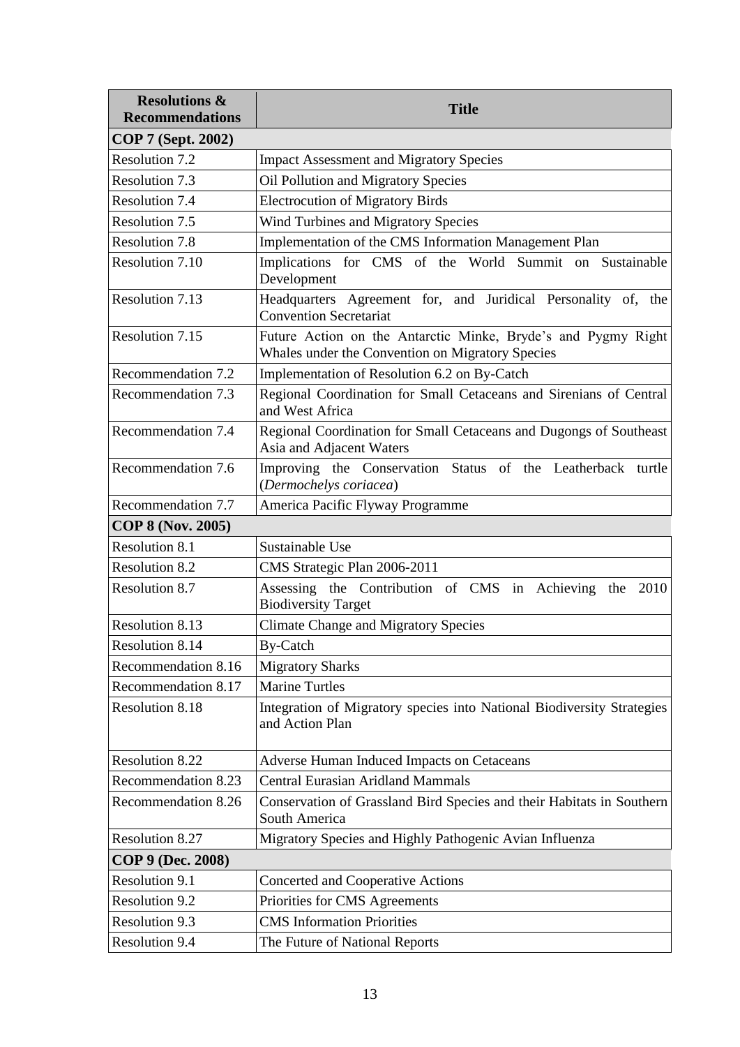| Resolutions & Recommendations | Title |
|---|---|
| **COP 7 (Sept. 2002)** | |
| Resolution 7.2 | Impact Assessment and Migratory Species |
| Resolution 7.3 | Oil Pollution and Migratory Species |
| Resolution 7.4 | Electrocution of Migratory Birds |
| Resolution 7.5 | Wind Turbines and Migratory Species |
| Resolution 7.8 | Implementation of the CMS Information Management Plan |
| Resolution 7.10 | Implications for CMS of the World Summit on Sustainable Development |
| Resolution 7.13 | Headquarters Agreement for, and Juridical Personality of, the Convention Secretariat |
| Resolution 7.15 | Future Action on the Antarctic Minke, Bryde's and Pygmy Right Whales under the Convention on Migratory Species |
| Recommendation 7.2 | Implementation of Resolution 6.2 on By-Catch |
| Recommendation 7.3 | Regional Coordination for Small Cetaceans and Sirenians of Central and West Africa |
| Recommendation 7.4 | Regional Coordination for Small Cetaceans and Dugongs of Southeast Asia and Adjacent Waters |
| Recommendation 7.6 | Improving the Conservation Status of the Leatherback turtle (*Dermochelys coriacea*) |
| Recommendation 7.7 | America Pacific Flyway Programme |
| **COP 8 (Nov. 2005)** | |
| Resolution 8.1 | Sustainable Use |
| Resolution 8.2 | CMS Strategic Plan 2006-2011 |
| Resolution 8.7 | Assessing the Contribution of CMS in Achieving the 2010 Biodiversity Target |
| Resolution 8.13 | Climate Change and Migratory Species |
| Resolution 8.14 | By-Catch |
| Recommendation 8.16 | Migratory Sharks |
| Recommendation 8.17 | Marine Turtles |
| Resolution 8.18 | Integration of Migratory species into National Biodiversity Strategies and Action Plan |
| Resolution 8.22 | Adverse Human Induced Impacts on Cetaceans |
| Recommendation 8.23 | Central Eurasian Aridland Mammals |
| Recommendation 8.26 | Conservation of Grassland Bird Species and their Habitats in Southern South America |
| Resolution 8.27 | Migratory Species and Highly Pathogenic Avian Influenza |
| **COP 9 (Dec. 2008)** | |
| Resolution 9.1 | Concerted and Cooperative Actions |
| Resolution 9.2 | Priorities for CMS Agreements |
| Resolution 9.3 | CMS Information Priorities |
| Resolution 9.4 | The Future of National Reports |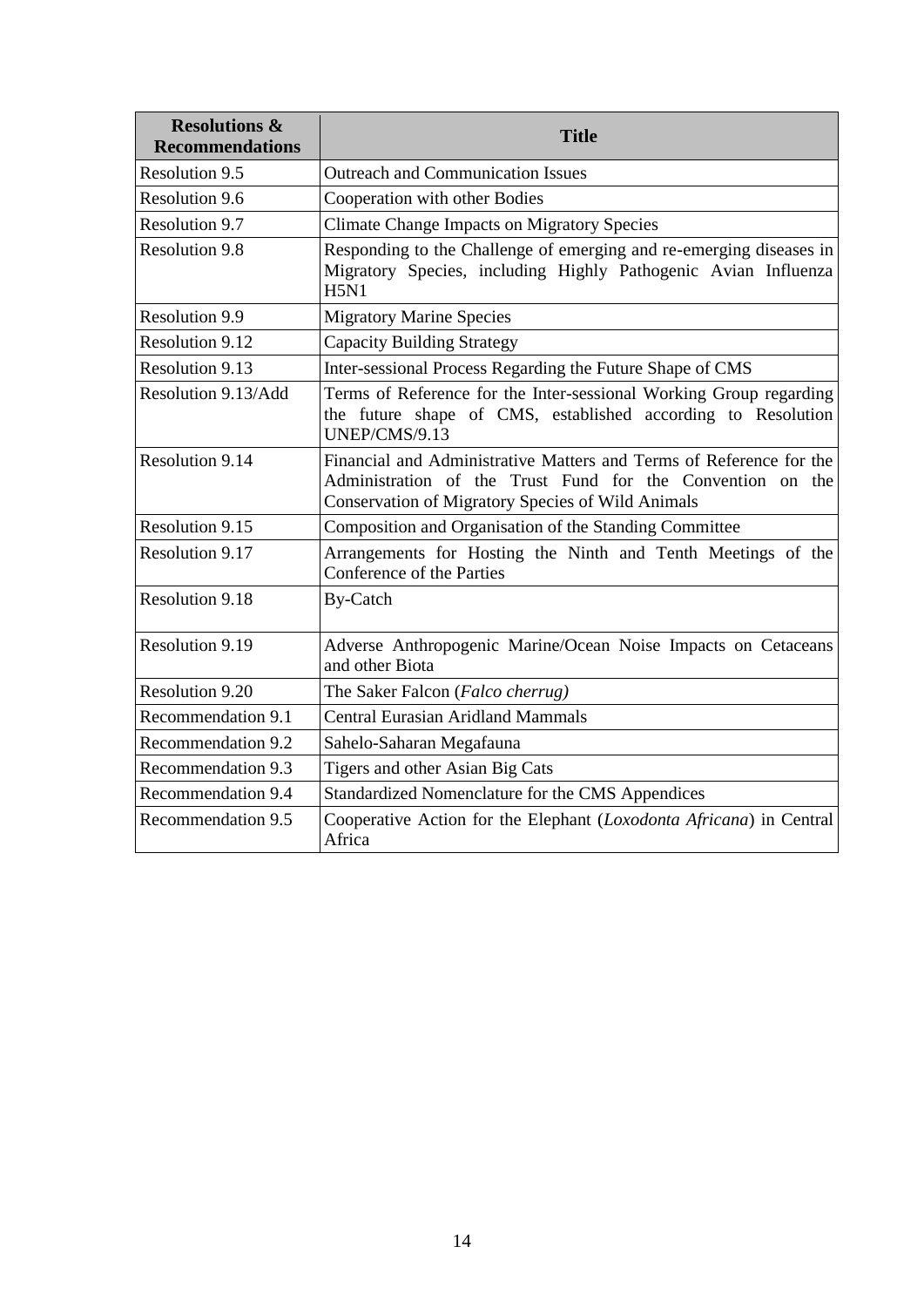| Resolutions & Recommendations | Title |
|---|---|
| Resolution 9.5 | Outreach and Communication Issues |
| Resolution 9.6 | Cooperation with other Bodies |
| Resolution 9.7 | Climate Change Impacts on Migratory Species |
| Resolution 9.8 | Responding to the Challenge of emerging and re-emerging diseases in Migratory Species, including Highly Pathogenic Avian Influenza H5N1 |
| Resolution 9.9 | Migratory Marine Species |
| Resolution 9.12 | Capacity Building Strategy |
| Resolution 9.13 | Inter-sessional Process Regarding the Future Shape of CMS |
| Resolution 9.13/Add | Terms of Reference for the Inter-sessional Working Group regarding the future shape of CMS, established according to Resolution UNEP/CMS/9.13 |
| Resolution 9.14 | Financial and Administrative Matters and Terms of Reference for the Administration of the Trust Fund for the Convention on the Conservation of Migratory Species of Wild Animals |
| Resolution 9.15 | Composition and Organisation of the Standing Committee |
| Resolution 9.17 | Arrangements for Hosting the Ninth and Tenth Meetings of the Conference of the Parties |
| Resolution 9.18 | By-Catch |
| Resolution 9.19 | Adverse Anthropogenic Marine/Ocean Noise Impacts on Cetaceans and other Biota |
| Resolution 9.20 | The Saker Falcon (*Falco cherrug)* |
| Recommendation 9.1 | Central Eurasian Aridland Mammals |
| Recommendation 9.2 | Sahelo-Saharan Megafauna |
| Recommendation 9.3 | Tigers and other Asian Big Cats |
| Recommendation 9.4 | Standardized Nomenclature for the CMS Appendices |
| Recommendation 9.5 | Cooperative Action for the Elephant (*Loxodonta Africana*) in Central Africa |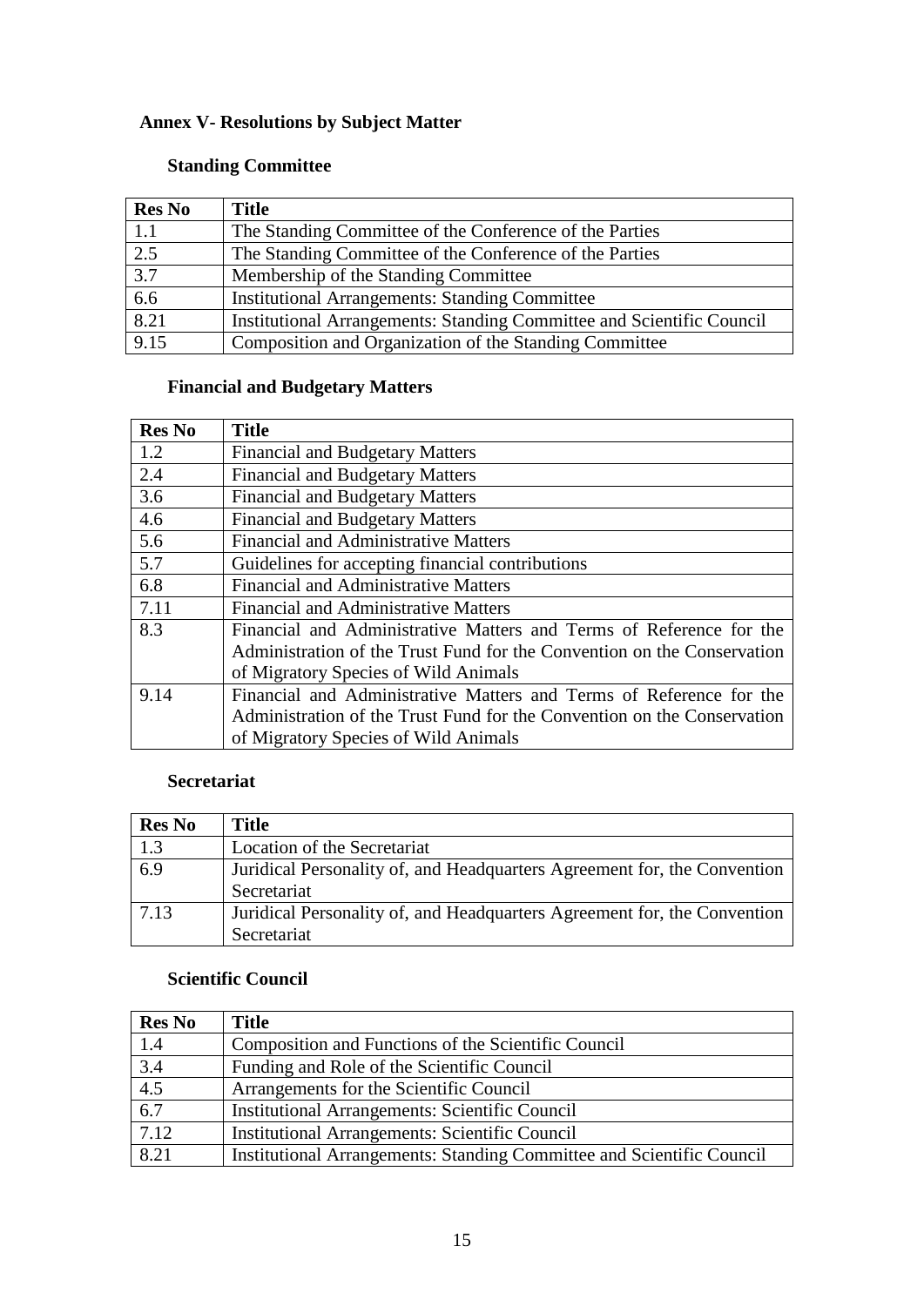## Annex V- Resolutions by Subject Matter

### Standing Committee

| Res No | Title |
|---|---|
| 1.1 | The Standing Committee of the Conference of the Parties |
| 2.5 | The Standing Committee of the Conference of the Parties |
| 3.7 | Membership of the Standing Committee |
| 6.6 | Institutional Arrangements: Standing Committee |
| 8.21 | Institutional Arrangements: Standing Committee and Scientific Council |
| 9.15 | Composition and Organization of the Standing Committee |

### Financial and Budgetary Matters

| Res No | Title |
|---|---|
| 1.2 | Financial and Budgetary Matters |
| 2.4 | Financial and Budgetary Matters |
| 3.6 | Financial and Budgetary Matters |
| 4.6 | Financial and Budgetary Matters |
| 5.6 | Financial and Administrative Matters |
| 5.7 | Guidelines for accepting financial contributions |
| 6.8 | Financial and Administrative Matters |
| 7.11 | Financial and Administrative Matters |
| 8.3 | Financial and Administrative Matters and Terms of Reference for the Administration of the Trust Fund for the Convention on the Conservation of Migratory Species of Wild Animals |
| 9.14 | Financial and Administrative Matters and Terms of Reference for the Administration of the Trust Fund for the Convention on the Conservation of Migratory Species of Wild Animals |

### Secretariat

| Res No | Title |
|---|---|
| 1.3 | Location of the Secretariat |
| 6.9 | Juridical Personality of, and Headquarters Agreement for, the Convention Secretariat |
| 7.13 | Juridical Personality of, and Headquarters Agreement for, the Convention Secretariat |

### Scientific Council

| Res No | Title |
|---|---|
| 1.4 | Composition and Functions of the Scientific Council |
| 3.4 | Funding and Role of the Scientific Council |
| 4.5 | Arrangements for the Scientific Council |
| 6.7 | Institutional Arrangements: Scientific Council |
| 7.12 | Institutional Arrangements: Scientific Council |
| 8.21 | Institutional Arrangements: Standing Committee and Scientific Council |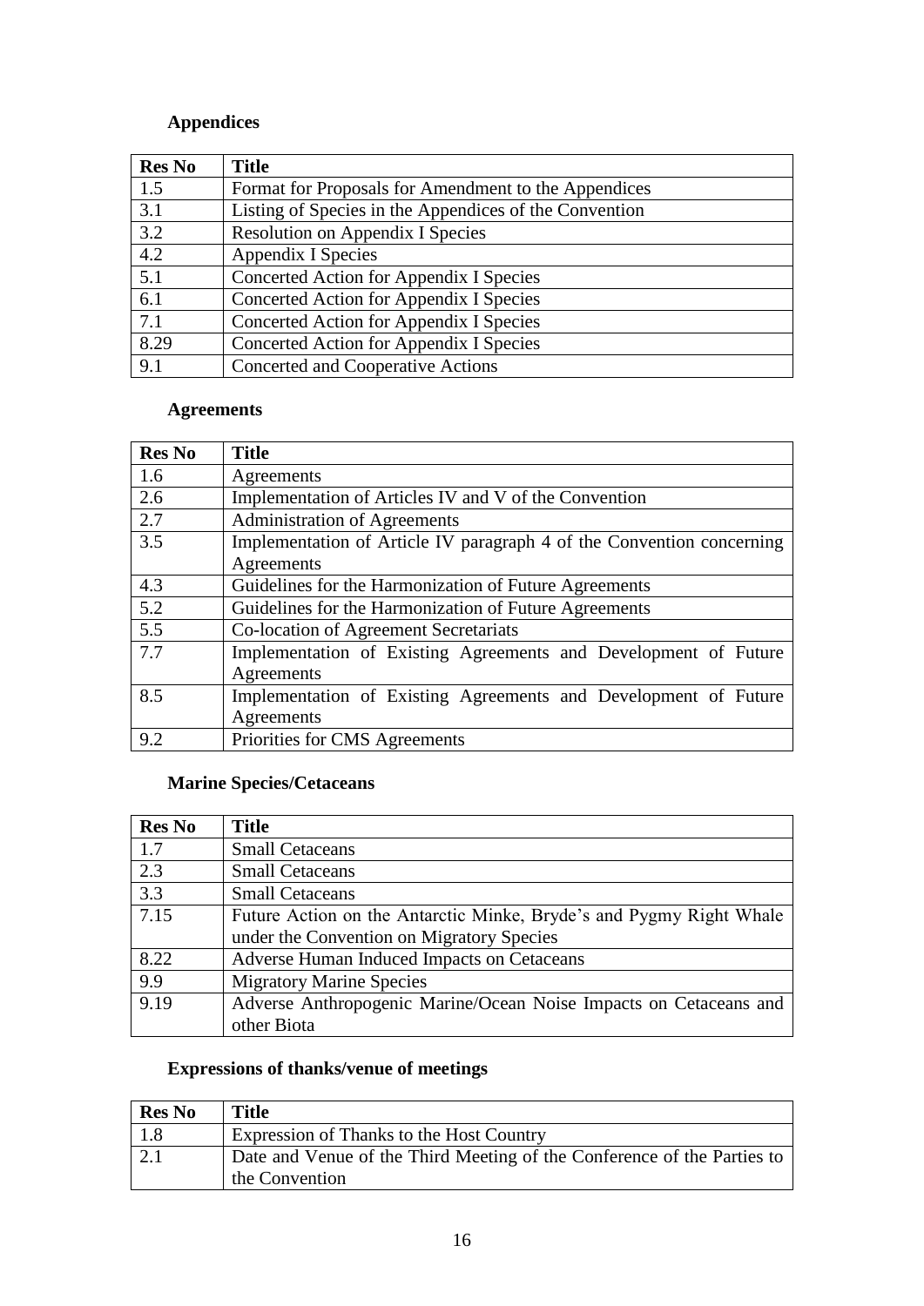### Appendices

| Res No | Title |
| --- | --- |
| 1.5 | Format for Proposals for Amendment to the Appendices |
| 3.1 | Listing of Species in the Appendices of the Convention |
| 3.2 | Resolution on Appendix I Species |
| 4.2 | Appendix I Species |
| 5.1 | Concerted Action for Appendix I Species |
| 6.1 | Concerted Action for Appendix I Species |
| 7.1 | Concerted Action for Appendix I Species |
| 8.29 | Concerted Action for Appendix I Species |
| 9.1 | Concerted and Cooperative Actions |

### Agreements

| Res No | Title |
| --- | --- |
| 1.6 | Agreements |
| 2.6 | Implementation of Articles IV and V of the Convention |
| 2.7 | Administration of Agreements |
| 3.5 | Implementation of Article IV paragraph 4 of the Convention concerning Agreements |
| 4.3 | Guidelines for the Harmonization of Future Agreements |
| 5.2 | Guidelines for the Harmonization of Future Agreements |
| 5.5 | Co-location of Agreement Secretariats |
| 7.7 | Implementation of Existing Agreements and Development of Future Agreements |
| 8.5 | Implementation of Existing Agreements and Development of Future Agreements |
| 9.2 | Priorities for CMS Agreements |

### Marine Species/Cetaceans

| Res No | Title |
| --- | --- |
| 1.7 | Small Cetaceans |
| 2.3 | Small Cetaceans |
| 3.3 | Small Cetaceans |
| 7.15 | Future Action on the Antarctic Minke, Bryde's and Pygmy Right Whale under the Convention on Migratory Species |
| 8.22 | Adverse Human Induced Impacts on Cetaceans |
| 9.9 | Migratory Marine Species |
| 9.19 | Adverse Anthropogenic Marine/Ocean Noise Impacts on Cetaceans and other Biota |

### Expressions of thanks/venue of meetings

| Res No | Title |
| --- | --- |
| 1.8 | Expression of Thanks to the Host Country |
| 2.1 | Date and Venue of the Third Meeting of the Conference of the Parties to the Convention |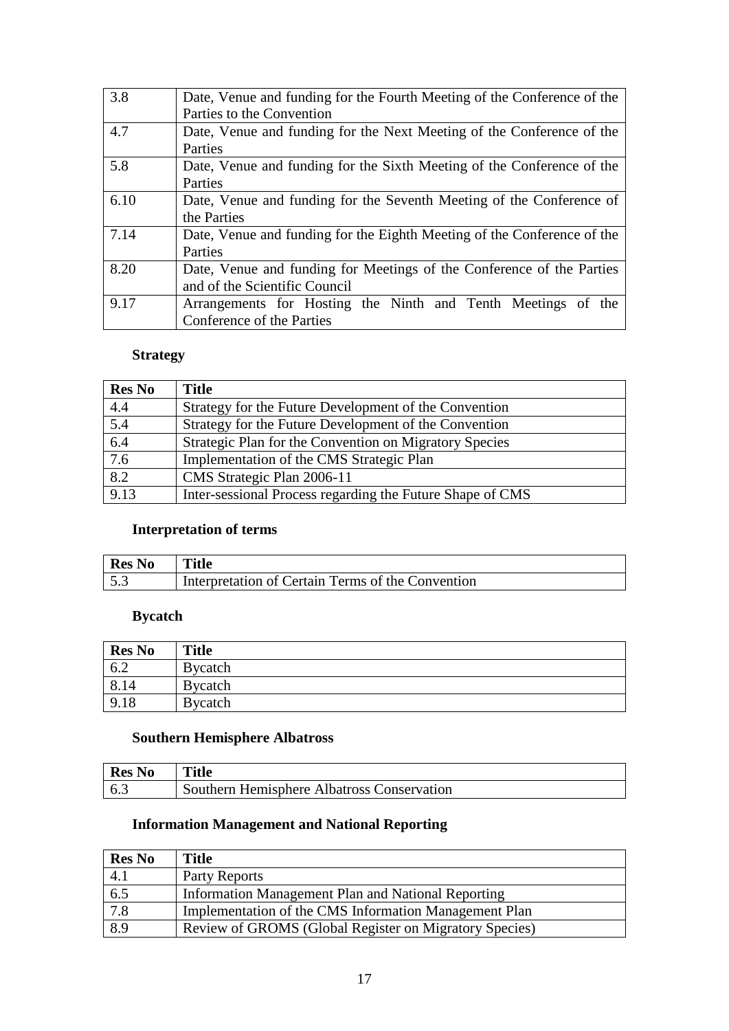| | |
|---|---|
| 3.8 | Date, Venue and funding for the Fourth Meeting of the Conference of the Parties to the Convention |
| 4.7 | Date, Venue and funding for the Next Meeting of the Conference of the Parties |
| 5.8 | Date, Venue and funding for the Sixth Meeting of the Conference of the Parties |
| 6.10 | Date, Venue and funding for the Seventh Meeting of the Conference of the Parties |
| 7.14 | Date, Venue and funding for the Eighth Meeting of the Conference of the Parties |
| 8.20 | Date, Venue and funding for Meetings of the Conference of the Parties and of the Scientific Council |
| 9.17 | Arrangements for Hosting the Ninth and Tenth Meetings of the Conference of the Parties |

**Strategy**

| Res No | Title |
|---|---|
| 4.4 | Strategy for the Future Development of the Convention |
| 5.4 | Strategy for the Future Development of the Convention |
| 6.4 | Strategic Plan for the Convention on Migratory Species |
| 7.6 | Implementation of the CMS Strategic Plan |
| 8.2 | CMS Strategic Plan 2006-11 |
| 9.13 | Inter-sessional Process regarding the Future Shape of CMS |

**Interpretation of terms**

| Res No | Title |
|---|---|
| 5.3 | Interpretation of Certain Terms of the Convention |

**Bycatch**

| Res No | Title |
|---|---|
| 6.2 | Bycatch |
| 8.14 | Bycatch |
| 9.18 | Bycatch |

**Southern Hemisphere Albatross**

| Res No | Title |
|---|---|
| 6.3 | Southern Hemisphere Albatross Conservation |

**Information Management and National Reporting**

| Res No | Title |
|---|---|
| 4.1 | Party Reports |
| 6.5 | Information Management Plan and National Reporting |
| 7.8 | Implementation of the CMS Information Management Plan |
| 8.9 | Review of GROMS (Global Register on Migratory Species) |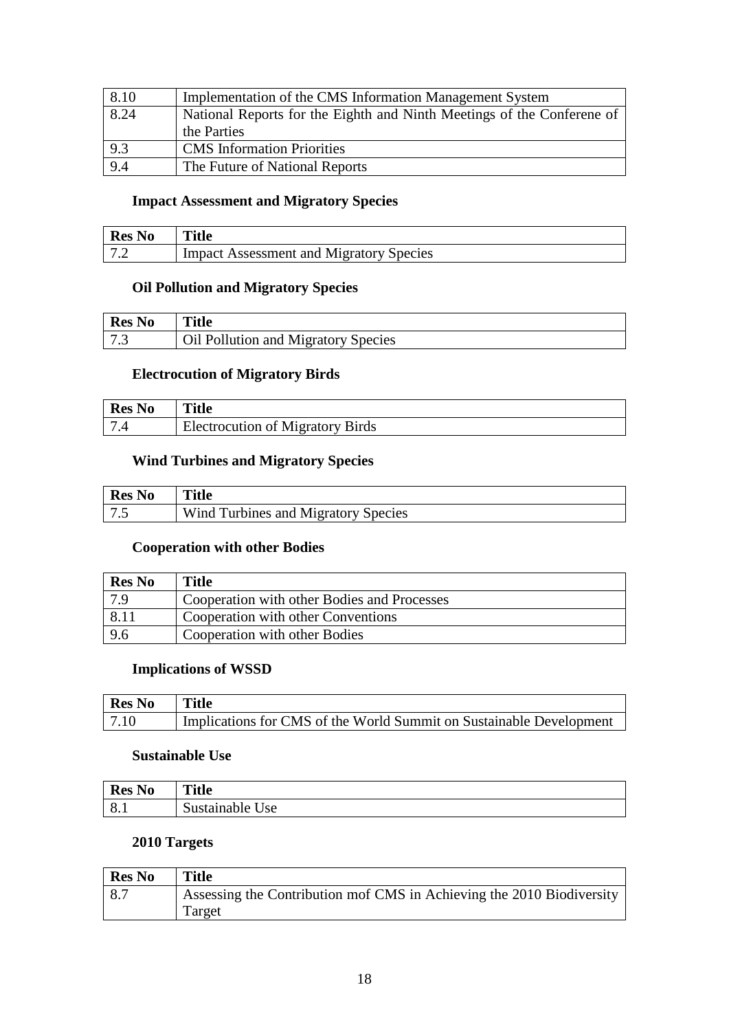| | |
|---|---|
| 8.10 | Implementation of the CMS Information Management System |
| 8.24 | National Reports for the Eighth and Ninth Meetings of the Conferene of the Parties |
| 9.3 | CMS Information Priorities |
| 9.4 | The Future of National Reports |

**Impact Assessment and Migratory Species**

| Res No | Title |
|---|---|
| 7.2 | Impact Assessment and Migratory Species |

**Oil Pollution and Migratory Species**

| Res No | Title |
|---|---|
| 7.3 | Oil Pollution and Migratory Species |

**Electrocution of Migratory Birds**

| Res No | Title |
|---|---|
| 7.4 | Electrocution of Migratory Birds |

**Wind Turbines and Migratory Species**

| Res No | Title |
|---|---|
| 7.5 | Wind Turbines and Migratory Species |

**Cooperation with other Bodies**

| Res No | Title |
|---|---|
| 7.9 | Cooperation with other Bodies and Processes |
| 8.11 | Cooperation with other Conventions |
| 9.6 | Cooperation with other Bodies |

**Implications of WSSD**

| Res No | Title |
|---|---|
| 7.10 | Implications for CMS of the World Summit on Sustainable Development |

**Sustainable Use**

| Res No | Title |
|---|---|
| 8.1 | Sustainable Use |

**2010 Targets**

| Res No | Title |
|---|---|
| 8.7 | Assessing the Contribution mof CMS in Achieving the 2010 Biodiversity Target |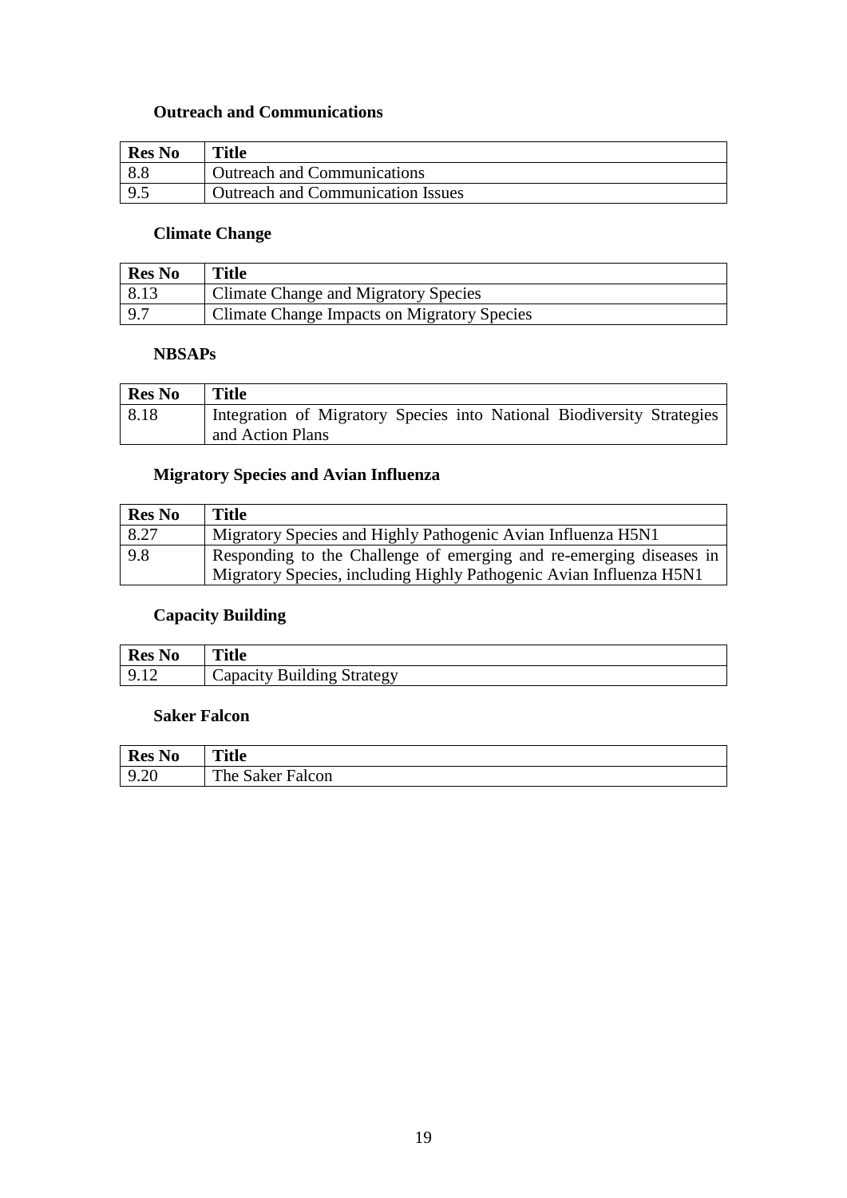**Outreach and Communications**

| Res No | Title |
|---|---|
| 8.8 | Outreach and Communications |
| 9.5 | Outreach and Communication Issues |

**Climate Change**

| Res No | Title |
|---|---|
| 8.13 | Climate Change and Migratory Species |
| 9.7 | Climate Change Impacts on Migratory Species |

**NBSAPs**

| Res No | Title |
|---|---|
| 8.18 | Integration of Migratory Species into National Biodiversity Strategies and Action Plans |

**Migratory Species and Avian Influenza**

| Res No | Title |
|---|---|
| 8.27 | Migratory Species and Highly Pathogenic Avian Influenza H5N1 |
| 9.8 | Responding to the Challenge of emerging and re-emerging diseases in Migratory Species, including Highly Pathogenic Avian Influenza H5N1 |

**Capacity Building**

| Res No | Title |
|---|---|
| 9.12 | Capacity Building Strategy |

**Saker Falcon**

| Res No | Title |
|---|---|
| 9.20 | The Saker Falcon |